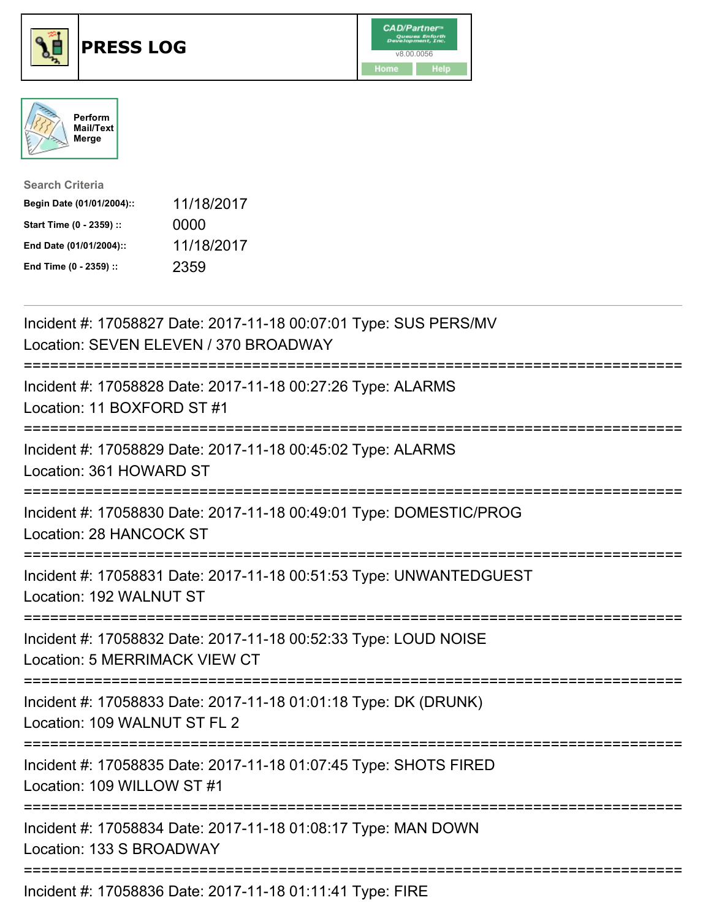# PRESS LOG

Perform Mail/Text Merge

**Search Criteria**

| | |
|---|---|
| **Begin Date (01/01/2004)::** | 11/18/2017 |
| **Start Time (0 - 2359) ::** | 0000 |
| **End Date (01/01/2004)::** | 11/18/2017 |
| **End Time (0 - 2359) ::** | 2359 |

Incident #: 17058827 Date: 2017-11-18 00:07:01 Type: SUS PERS/MV
Location: SEVEN ELEVEN / 370 BROADWAY

===========================================================================

Incident #: 17058828 Date: 2017-11-18 00:27:26 Type: ALARMS
Location: 11 BOXFORD ST #1

===========================================================================

Incident #: 17058829 Date: 2017-11-18 00:45:02 Type: ALARMS
Location: 361 HOWARD ST

===========================================================================

Incident #: 17058830 Date: 2017-11-18 00:49:01 Type: DOMESTIC/PROG
Location: 28 HANCOCK ST

===========================================================================

Incident #: 17058831 Date: 2017-11-18 00:51:53 Type: UNWANTEDGUEST
Location: 192 WALNUT ST

===========================================================================

Incident #: 17058832 Date: 2017-11-18 00:52:33 Type: LOUD NOISE
Location: 5 MERRIMACK VIEW CT

===========================================================================

Incident #: 17058833 Date: 2017-11-18 01:01:18 Type: DK (DRUNK)
Location: 109 WALNUT ST FL 2

===========================================================================

Incident #: 17058835 Date: 2017-11-18 01:07:45 Type: SHOTS FIRED
Location: 109 WILLOW ST #1

===========================================================================

Incident #: 17058834 Date: 2017-11-18 01:08:17 Type: MAN DOWN
Location: 133 S BROADWAY

===========================================================================

Incident #: 17058836 Date: 2017-11-18 01:11:41 Type: FIRE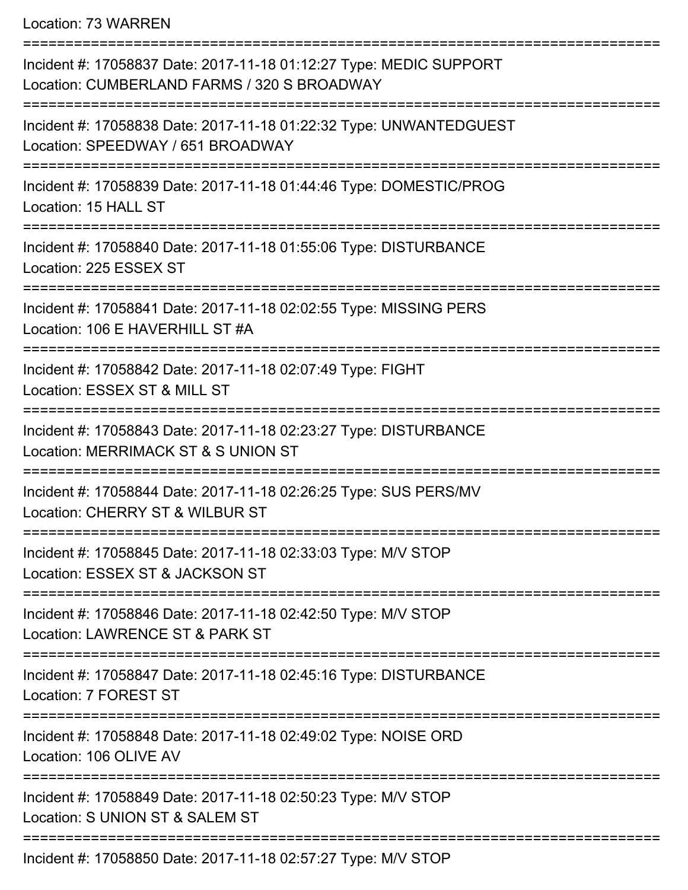Location: 73 WARREN

===========================================================================

Incident #: 17058837 Date: 2017-11-18 01:12:27 Type: MEDIC SUPPORT
Location: CUMBERLAND FARMS / 320 S BROADWAY

===========================================================================

Incident #: 17058838 Date: 2017-11-18 01:22:32 Type: UNWANTEDGUEST
Location: SPEEDWAY / 651 BROADWAY

===========================================================================

Incident #: 17058839 Date: 2017-11-18 01:44:46 Type: DOMESTIC/PROG
Location: 15 HALL ST

===========================================================================

Incident #: 17058840 Date: 2017-11-18 01:55:06 Type: DISTURBANCE
Location: 225 ESSEX ST

===========================================================================

Incident #: 17058841 Date: 2017-11-18 02:02:55 Type: MISSING PERS
Location: 106 E HAVERHILL ST #A

===========================================================================

Incident #: 17058842 Date: 2017-11-18 02:07:49 Type: FIGHT
Location: ESSEX ST & MILL ST

===========================================================================

Incident #: 17058843 Date: 2017-11-18 02:23:27 Type: DISTURBANCE
Location: MERRIMACK ST & S UNION ST

===========================================================================

Incident #: 17058844 Date: 2017-11-18 02:26:25 Type: SUS PERS/MV
Location: CHERRY ST & WILBUR ST

===========================================================================

Incident #: 17058845 Date: 2017-11-18 02:33:03 Type: M/V STOP
Location: ESSEX ST & JACKSON ST

===========================================================================

Incident #: 17058846 Date: 2017-11-18 02:42:50 Type: M/V STOP
Location: LAWRENCE ST & PARK ST

===========================================================================

Incident #: 17058847 Date: 2017-11-18 02:45:16 Type: DISTURBANCE
Location: 7 FOREST ST

===========================================================================

Incident #: 17058848 Date: 2017-11-18 02:49:02 Type: NOISE ORD
Location: 106 OLIVE AV

===========================================================================

Incident #: 17058849 Date: 2017-11-18 02:50:23 Type: M/V STOP
Location: S UNION ST & SALEM ST

===========================================================================

Incident #: 17058850 Date: 2017-11-18 02:57:27 Type: M/V STOP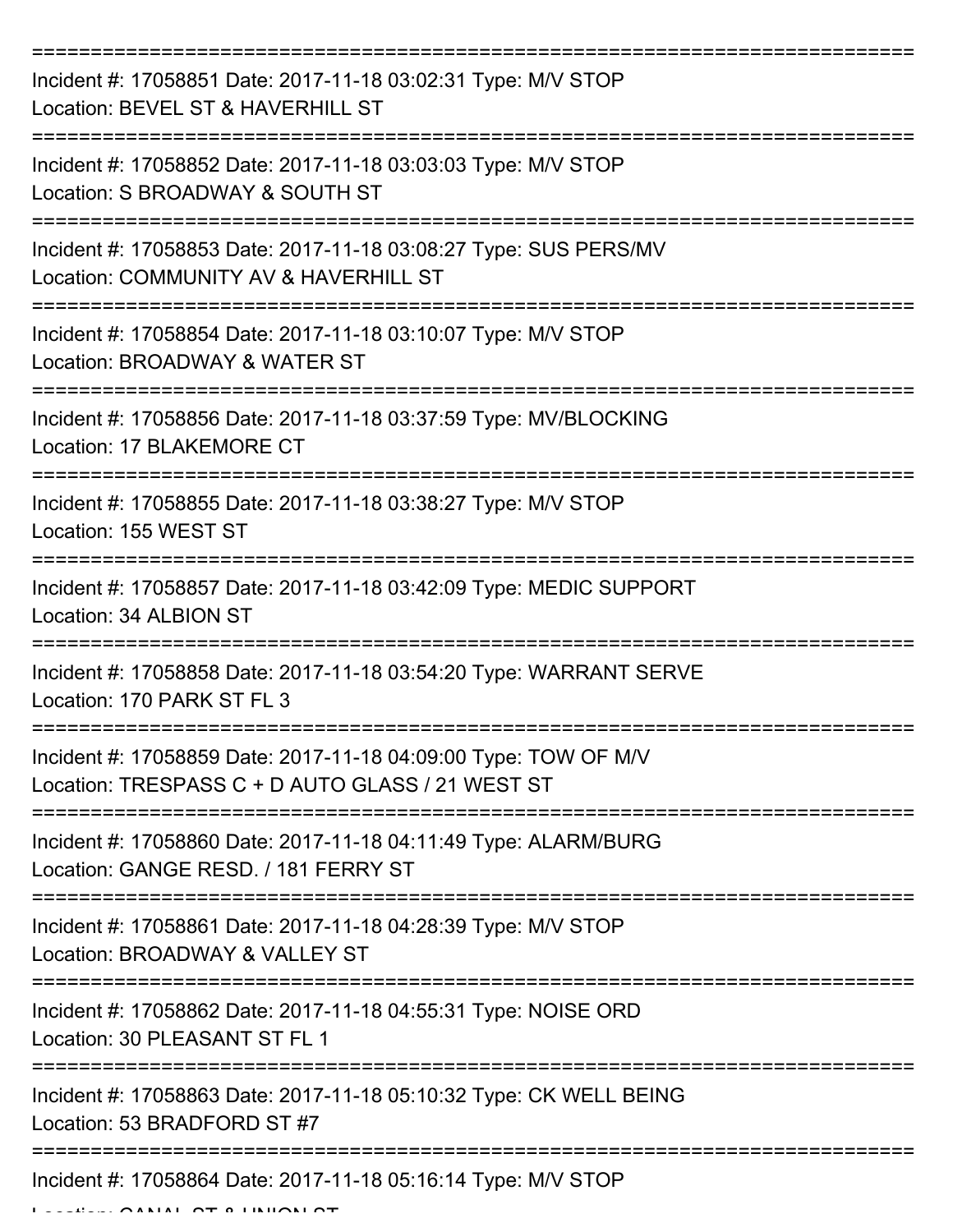===========================================================================

Incident #: 17058851 Date: 2017-11-18 03:02:31 Type: M/V STOP
Location: BEVEL ST & HAVERHILL ST

===========================================================================

Incident #: 17058852 Date: 2017-11-18 03:03:03 Type: M/V STOP
Location: S BROADWAY & SOUTH ST

===========================================================================

Incident #: 17058853 Date: 2017-11-18 03:08:27 Type: SUS PERS/MV
Location: COMMUNITY AV & HAVERHILL ST

===========================================================================

Incident #: 17058854 Date: 2017-11-18 03:10:07 Type: M/V STOP
Location: BROADWAY & WATER ST

===========================================================================

Incident #: 17058856 Date: 2017-11-18 03:37:59 Type: MV/BLOCKING
Location: 17 BLAKEMORE CT

===========================================================================

Incident #: 17058855 Date: 2017-11-18 03:38:27 Type: M/V STOP
Location: 155 WEST ST

===========================================================================

Incident #: 17058857 Date: 2017-11-18 03:42:09 Type: MEDIC SUPPORT
Location: 34 ALBION ST

===========================================================================

Incident #: 17058858 Date: 2017-11-18 03:54:20 Type: WARRANT SERVE
Location: 170 PARK ST FL 3

===========================================================================

Incident #: 17058859 Date: 2017-11-18 04:09:00 Type: TOW OF M/V
Location: TRESPASS C + D AUTO GLASS / 21 WEST ST

===========================================================================

Incident #: 17058860 Date: 2017-11-18 04:11:49 Type: ALARM/BURG
Location: GANGE RESD. / 181 FERRY ST

===========================================================================

Incident #: 17058861 Date: 2017-11-18 04:28:39 Type: M/V STOP
Location: BROADWAY & VALLEY ST

===========================================================================

Incident #: 17058862 Date: 2017-11-18 04:55:31 Type: NOISE ORD
Location: 30 PLEASANT ST FL 1

===========================================================================

Incident #: 17058863 Date: 2017-11-18 05:10:32 Type: CK WELL BEING
Location: 53 BRADFORD ST #7

===========================================================================

Incident #: 17058864 Date: 2017-11-18 05:16:14 Type: M/V STOP
Location: CANAL ST & UNION ST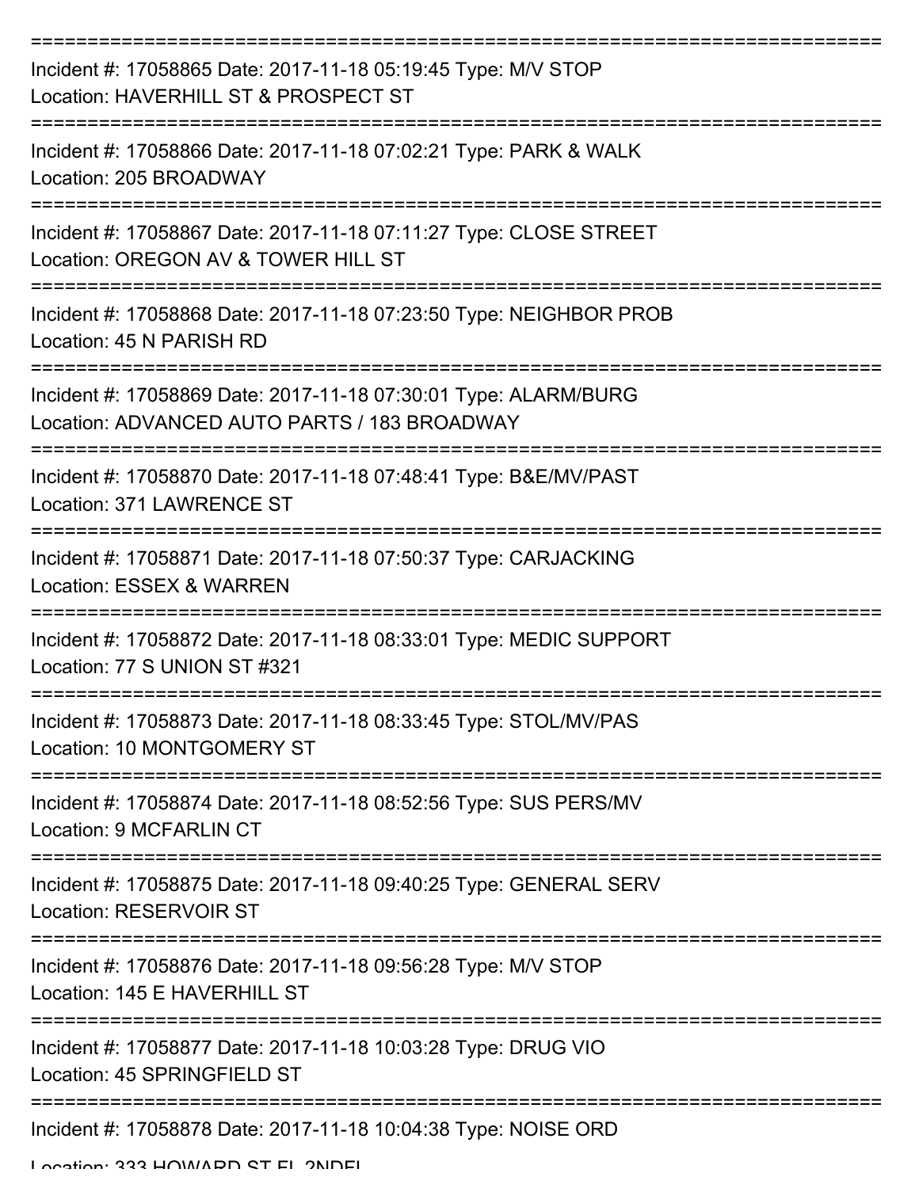===========================================================================

Incident #: 17058865 Date: 2017-11-18 05:19:45 Type: M/V STOP
Location: HAVERHILL ST & PROSPECT ST

===========================================================================

Incident #: 17058866 Date: 2017-11-18 07:02:21 Type: PARK & WALK
Location: 205 BROADWAY

===========================================================================

Incident #: 17058867 Date: 2017-11-18 07:11:27 Type: CLOSE STREET
Location: OREGON AV & TOWER HILL ST

===========================================================================

Incident #: 17058868 Date: 2017-11-18 07:23:50 Type: NEIGHBOR PROB
Location: 45 N PARISH RD

===========================================================================

Incident #: 17058869 Date: 2017-11-18 07:30:01 Type: ALARM/BURG
Location: ADVANCED AUTO PARTS / 183 BROADWAY

===========================================================================

Incident #: 17058870 Date: 2017-11-18 07:48:41 Type: B&E/MV/PAST
Location: 371 LAWRENCE ST

===========================================================================

Incident #: 17058871 Date: 2017-11-18 07:50:37 Type: CARJACKING
Location: ESSEX & WARREN

===========================================================================

Incident #: 17058872 Date: 2017-11-18 08:33:01 Type: MEDIC SUPPORT
Location: 77 S UNION ST #321

===========================================================================

Incident #: 17058873 Date: 2017-11-18 08:33:45 Type: STOL/MV/PAS
Location: 10 MONTGOMERY ST

===========================================================================

Incident #: 17058874 Date: 2017-11-18 08:52:56 Type: SUS PERS/MV
Location: 9 MCFARLIN CT

===========================================================================

Incident #: 17058875 Date: 2017-11-18 09:40:25 Type: GENERAL SERV
Location: RESERVOIR ST

===========================================================================

Incident #: 17058876 Date: 2017-11-18 09:56:28 Type: M/V STOP
Location: 145 E HAVERHILL ST

===========================================================================

Incident #: 17058877 Date: 2017-11-18 10:03:28 Type: DRUG VIO
Location: 45 SPRINGFIELD ST

===========================================================================

Incident #: 17058878 Date: 2017-11-18 10:04:38 Type: NOISE ORD
Location: 333 HOWARD ST FL 2NDFL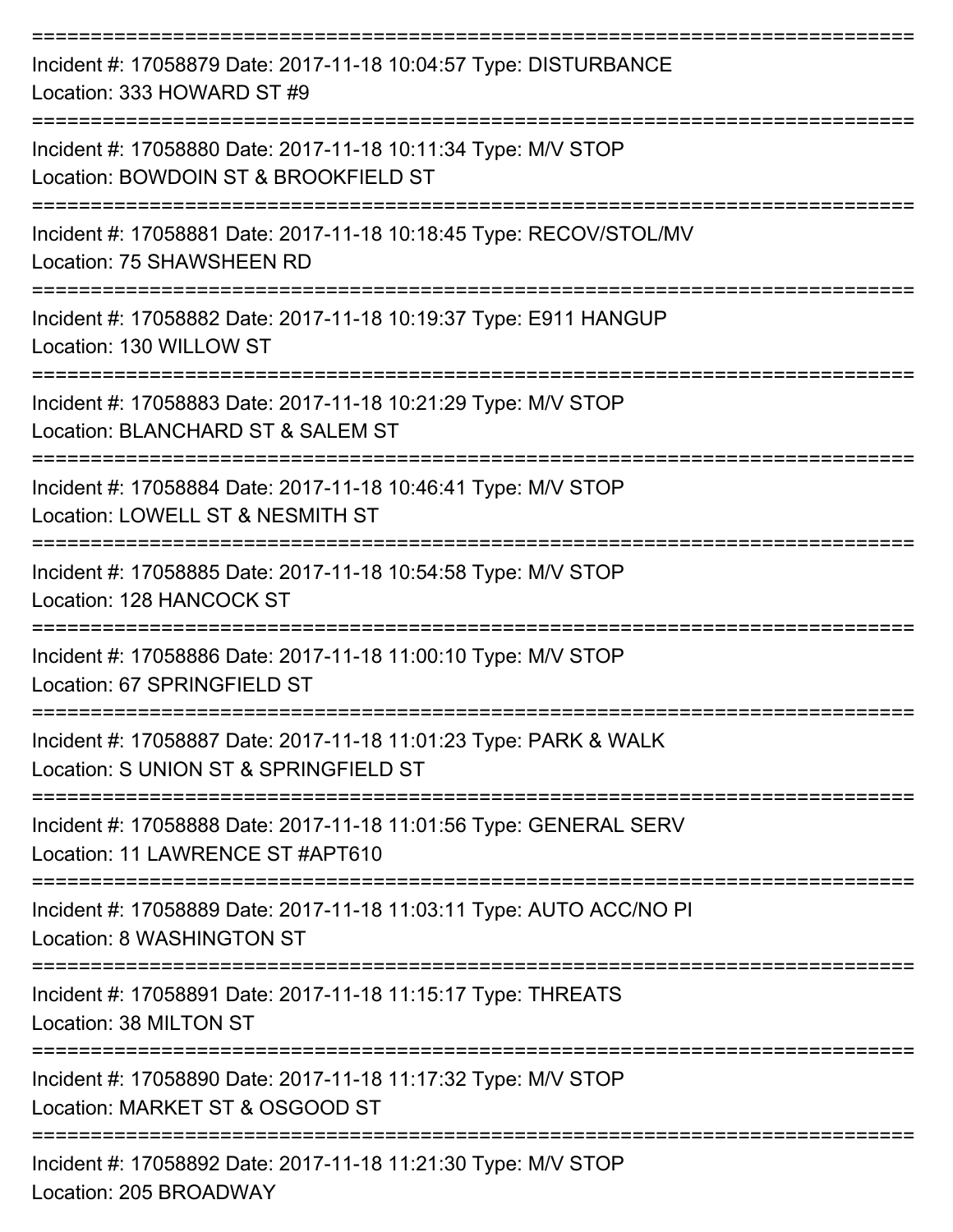===========================================================================

Incident #: 17058879 Date: 2017-11-18 10:04:57 Type: DISTURBANCE
Location: 333 HOWARD ST #9

===========================================================================

Incident #: 17058880 Date: 2017-11-18 10:11:34 Type: M/V STOP
Location: BOWDOIN ST & BROOKFIELD ST

===========================================================================

Incident #: 17058881 Date: 2017-11-18 10:18:45 Type: RECOV/STOL/MV
Location: 75 SHAWSHEEN RD

===========================================================================

Incident #: 17058882 Date: 2017-11-18 10:19:37 Type: E911 HANGUP
Location: 130 WILLOW ST

===========================================================================

Incident #: 17058883 Date: 2017-11-18 10:21:29 Type: M/V STOP
Location: BLANCHARD ST & SALEM ST

===========================================================================

Incident #: 17058884 Date: 2017-11-18 10:46:41 Type: M/V STOP
Location: LOWELL ST & NESMITH ST

===========================================================================

Incident #: 17058885 Date: 2017-11-18 10:54:58 Type: M/V STOP
Location: 128 HANCOCK ST

===========================================================================

Incident #: 17058886 Date: 2017-11-18 11:00:10 Type: M/V STOP
Location: 67 SPRINGFIELD ST

===========================================================================

Incident #: 17058887 Date: 2017-11-18 11:01:23 Type: PARK & WALK
Location: S UNION ST & SPRINGFIELD ST

===========================================================================

Incident #: 17058888 Date: 2017-11-18 11:01:56 Type: GENERAL SERV
Location: 11 LAWRENCE ST #APT610

===========================================================================

Incident #: 17058889 Date: 2017-11-18 11:03:11 Type: AUTO ACC/NO PI
Location: 8 WASHINGTON ST

===========================================================================

Incident #: 17058891 Date: 2017-11-18 11:15:17 Type: THREATS
Location: 38 MILTON ST

===========================================================================

Incident #: 17058890 Date: 2017-11-18 11:17:32 Type: M/V STOP
Location: MARKET ST & OSGOOD ST

===========================================================================

Incident #: 17058892 Date: 2017-11-18 11:21:30 Type: M/V STOP
Location: 205 BROADWAY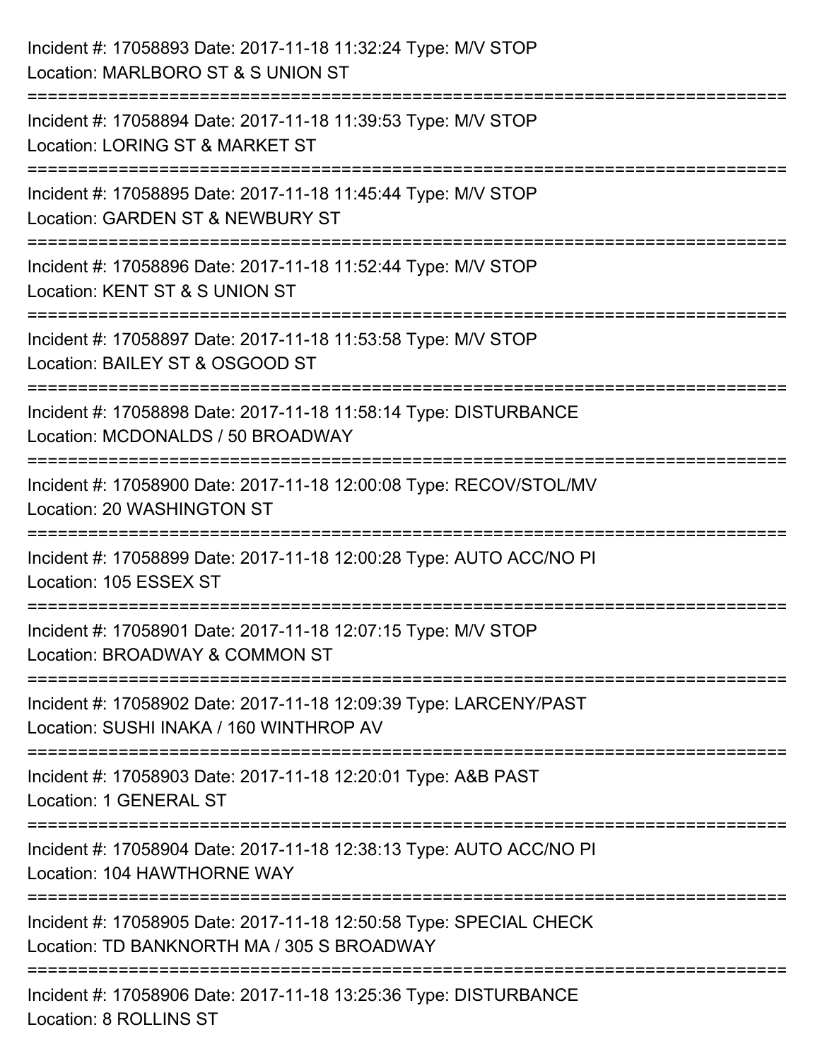Incident #: 17058893 Date: 2017-11-18 11:32:24 Type: M/V STOP
Location: MARLBORO ST & S UNION ST

===========================================================================

Incident #: 17058894 Date: 2017-11-18 11:39:53 Type: M/V STOP
Location: LORING ST & MARKET ST

===========================================================================

Incident #: 17058895 Date: 2017-11-18 11:45:44 Type: M/V STOP
Location: GARDEN ST & NEWBURY ST

===========================================================================

Incident #: 17058896 Date: 2017-11-18 11:52:44 Type: M/V STOP
Location: KENT ST & S UNION ST

===========================================================================

Incident #: 17058897 Date: 2017-11-18 11:53:58 Type: M/V STOP
Location: BAILEY ST & OSGOOD ST

===========================================================================

Incident #: 17058898 Date: 2017-11-18 11:58:14 Type: DISTURBANCE
Location: MCDONALDS / 50 BROADWAY

===========================================================================

Incident #: 17058900 Date: 2017-11-18 12:00:08 Type: RECOV/STOL/MV
Location: 20 WASHINGTON ST

===========================================================================

Incident #: 17058899 Date: 2017-11-18 12:00:28 Type: AUTO ACC/NO PI
Location: 105 ESSEX ST

===========================================================================

Incident #: 17058901 Date: 2017-11-18 12:07:15 Type: M/V STOP
Location: BROADWAY & COMMON ST

===========================================================================

Incident #: 17058902 Date: 2017-11-18 12:09:39 Type: LARCENY/PAST
Location: SUSHI INAKA / 160 WINTHROP AV

===========================================================================

Incident #: 17058903 Date: 2017-11-18 12:20:01 Type: A&B PAST
Location: 1 GENERAL ST

===========================================================================

Incident #: 17058904 Date: 2017-11-18 12:38:13 Type: AUTO ACC/NO PI
Location: 104 HAWTHORNE WAY

===========================================================================

Incident #: 17058905 Date: 2017-11-18 12:50:58 Type: SPECIAL CHECK
Location: TD BANKNORTH MA / 305 S BROADWAY

===========================================================================

Incident #: 17058906 Date: 2017-11-18 13:25:36 Type: DISTURBANCE
Location: 8 ROLLINS ST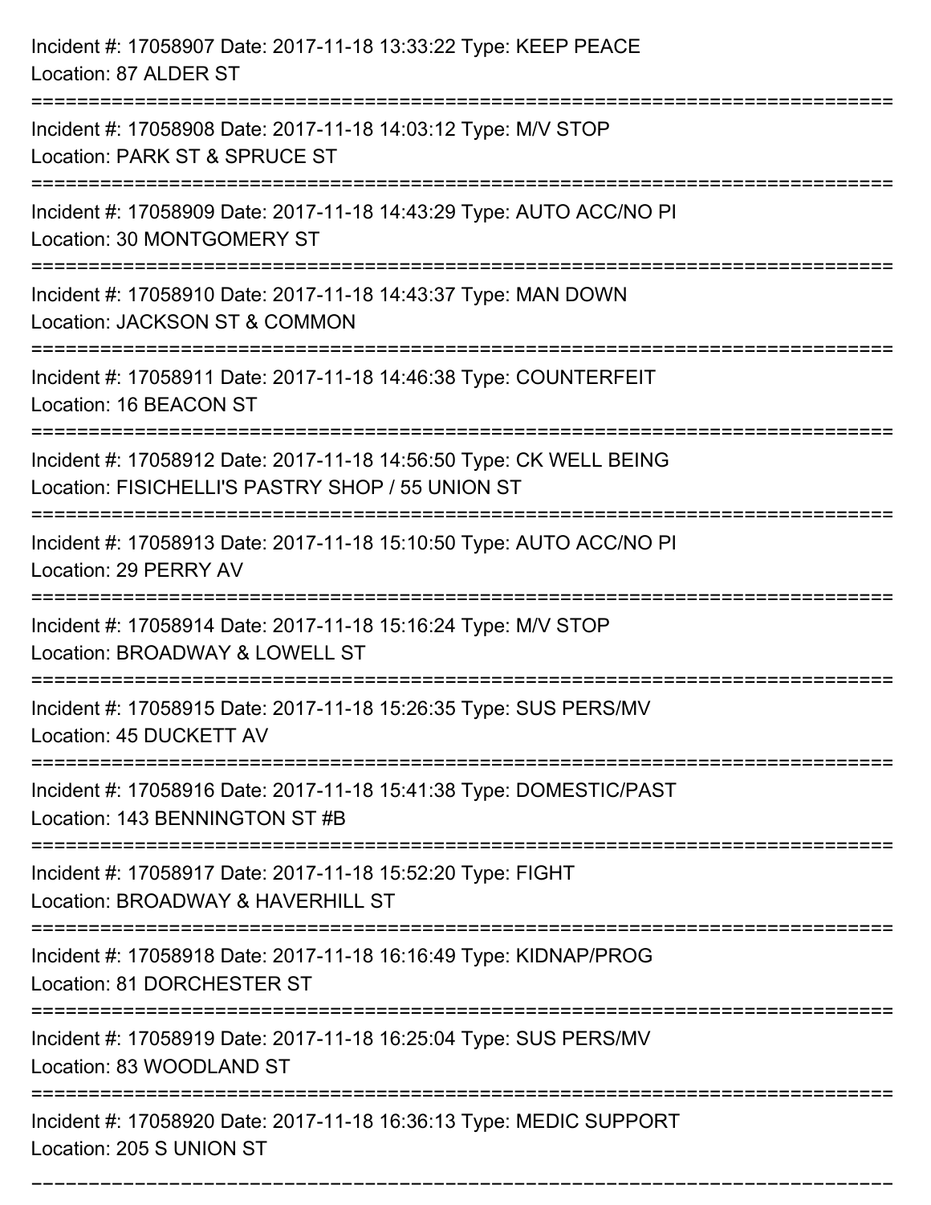Incident #: 17058907 Date: 2017-11-18 13:33:22 Type: KEEP PEACE
Location: 87 ALDER ST

===========================================================================

Incident #: 17058908 Date: 2017-11-18 14:03:12 Type: M/V STOP
Location: PARK ST & SPRUCE ST

===========================================================================

Incident #: 17058909 Date: 2017-11-18 14:43:29 Type: AUTO ACC/NO PI
Location: 30 MONTGOMERY ST

===========================================================================

Incident #: 17058910 Date: 2017-11-18 14:43:37 Type: MAN DOWN
Location: JACKSON ST & COMMON

===========================================================================

Incident #: 17058911 Date: 2017-11-18 14:46:38 Type: COUNTERFEIT
Location: 16 BEACON ST

===========================================================================

Incident #: 17058912 Date: 2017-11-18 14:56:50 Type: CK WELL BEING
Location: FISICHELLI'S PASTRY SHOP / 55 UNION ST

===========================================================================

Incident #: 17058913 Date: 2017-11-18 15:10:50 Type: AUTO ACC/NO PI
Location: 29 PERRY AV

===========================================================================

Incident #: 17058914 Date: 2017-11-18 15:16:24 Type: M/V STOP
Location: BROADWAY & LOWELL ST

===========================================================================

Incident #: 17058915 Date: 2017-11-18 15:26:35 Type: SUS PERS/MV
Location: 45 DUCKETT AV

===========================================================================

Incident #: 17058916 Date: 2017-11-18 15:41:38 Type: DOMESTIC/PAST
Location: 143 BENNINGTON ST #B

===========================================================================

Incident #: 17058917 Date: 2017-11-18 15:52:20 Type: FIGHT
Location: BROADWAY & HAVERHILL ST

===========================================================================

Incident #: 17058918 Date: 2017-11-18 16:16:49 Type: KIDNAP/PROG
Location: 81 DORCHESTER ST

===========================================================================

Incident #: 17058919 Date: 2017-11-18 16:25:04 Type: SUS PERS/MV
Location: 83 WOODLAND ST

===========================================================================

Incident #: 17058920 Date: 2017-11-18 16:36:13 Type: MEDIC SUPPORT
Location: 205 S UNION ST

===========================================================================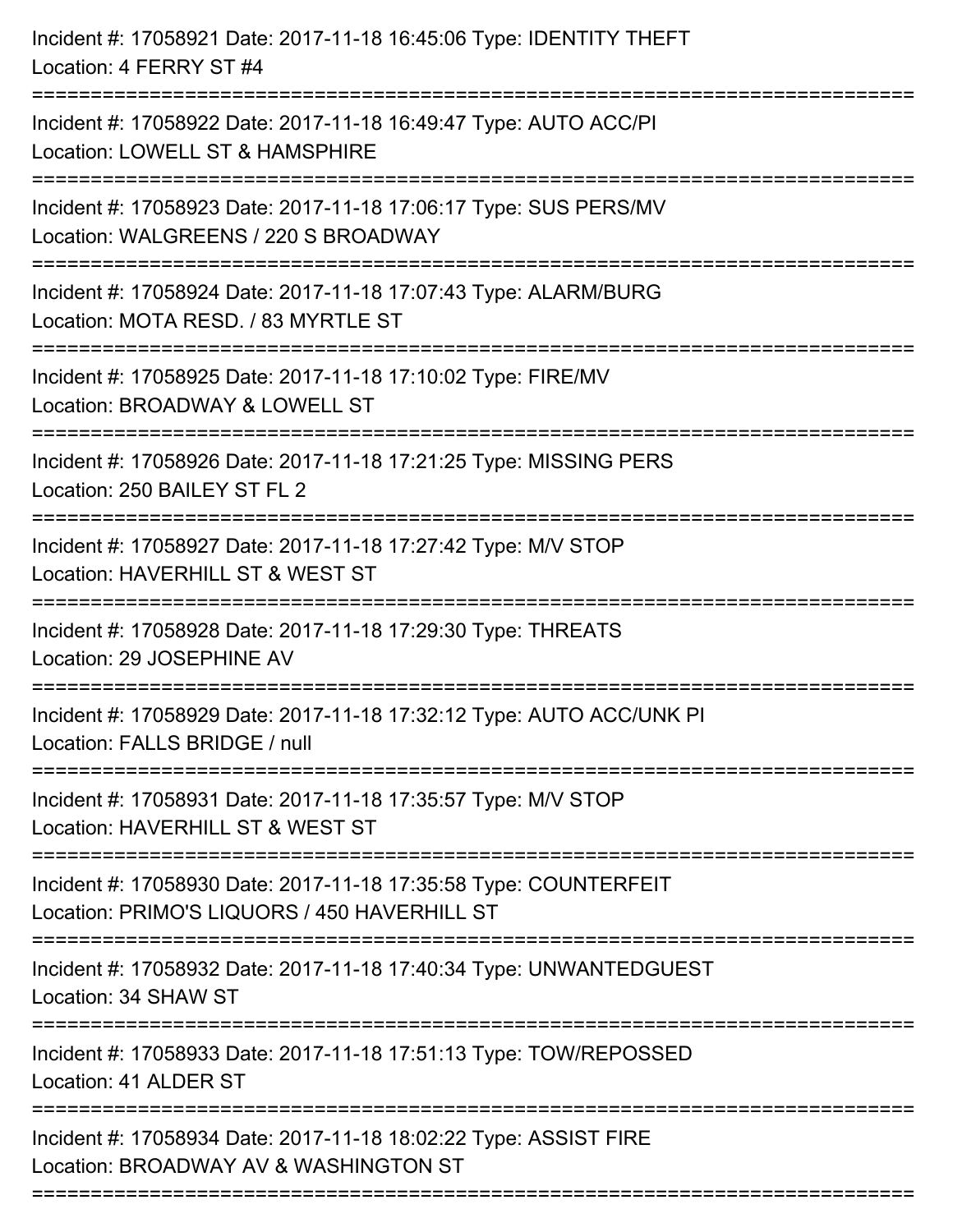Incident #: 17058921 Date: 2017-11-18 16:45:06 Type: IDENTITY THEFT
Location: 4 FERRY ST #4

===========================================================================

Incident #: 17058922 Date: 2017-11-18 16:49:47 Type: AUTO ACC/PI
Location: LOWELL ST & HAMSPHIRE

===========================================================================

Incident #: 17058923 Date: 2017-11-18 17:06:17 Type: SUS PERS/MV
Location: WALGREENS / 220 S BROADWAY

===========================================================================

Incident #: 17058924 Date: 2017-11-18 17:07:43 Type: ALARM/BURG
Location: MOTA RESD. / 83 MYRTLE ST

===========================================================================

Incident #: 17058925 Date: 2017-11-18 17:10:02 Type: FIRE/MV
Location: BROADWAY & LOWELL ST

===========================================================================

Incident #: 17058926 Date: 2017-11-18 17:21:25 Type: MISSING PERS
Location: 250 BAILEY ST FL 2

===========================================================================

Incident #: 17058927 Date: 2017-11-18 17:27:42 Type: M/V STOP
Location: HAVERHILL ST & WEST ST

===========================================================================

Incident #: 17058928 Date: 2017-11-18 17:29:30 Type: THREATS
Location: 29 JOSEPHINE AV

===========================================================================

Incident #: 17058929 Date: 2017-11-18 17:32:12 Type: AUTO ACC/UNK PI
Location: FALLS BRIDGE / null

===========================================================================

Incident #: 17058931 Date: 2017-11-18 17:35:57 Type: M/V STOP
Location: HAVERHILL ST & WEST ST

===========================================================================

Incident #: 17058930 Date: 2017-11-18 17:35:58 Type: COUNTERFEIT
Location: PRIMO'S LIQUORS / 450 HAVERHILL ST

===========================================================================

Incident #: 17058932 Date: 2017-11-18 17:40:34 Type: UNWANTEDGUEST
Location: 34 SHAW ST

===========================================================================

Incident #: 17058933 Date: 2017-11-18 17:51:13 Type: TOW/REPOSSED
Location: 41 ALDER ST

===========================================================================

Incident #: 17058934 Date: 2017-11-18 18:02:22 Type: ASSIST FIRE
Location: BROADWAY AV & WASHINGTON ST

===========================================================================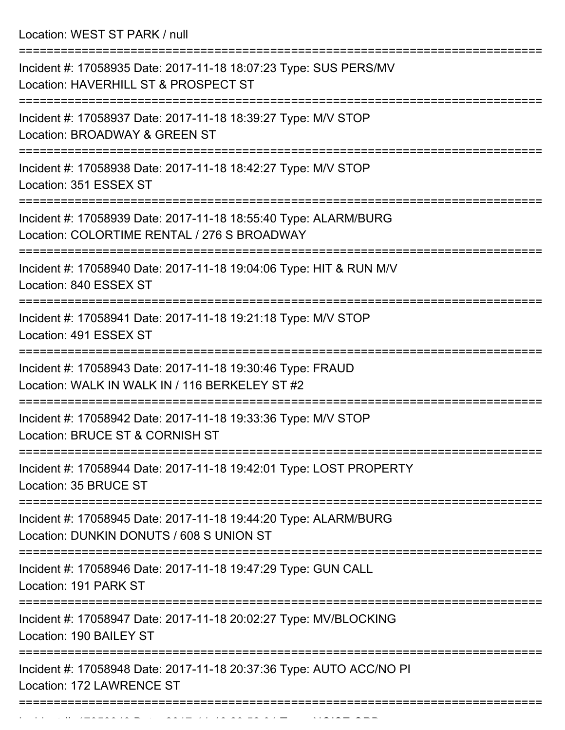Location: WEST ST PARK / null

===========================================================================

Incident #: 17058935 Date: 2017-11-18 18:07:23 Type: SUS PERS/MV
Location: HAVERHILL ST & PROSPECT ST

===========================================================================

Incident #: 17058937 Date: 2017-11-18 18:39:27 Type: M/V STOP
Location: BROADWAY & GREEN ST

===========================================================================

Incident #: 17058938 Date: 2017-11-18 18:42:27 Type: M/V STOP
Location: 351 ESSEX ST

===========================================================================

Incident #: 17058939 Date: 2017-11-18 18:55:40 Type: ALARM/BURG
Location: COLORTIME RENTAL / 276 S BROADWAY

===========================================================================

Incident #: 17058940 Date: 2017-11-18 19:04:06 Type: HIT & RUN M/V
Location: 840 ESSEX ST

===========================================================================

Incident #: 17058941 Date: 2017-11-18 19:21:18 Type: M/V STOP
Location: 491 ESSEX ST

===========================================================================

Incident #: 17058943 Date: 2017-11-18 19:30:46 Type: FRAUD
Location: WALK IN WALK IN / 116 BERKELEY ST #2

===========================================================================

Incident #: 17058942 Date: 2017-11-18 19:33:36 Type: M/V STOP
Location: BRUCE ST & CORNISH ST

===========================================================================

Incident #: 17058944 Date: 2017-11-18 19:42:01 Type: LOST PROPERTY
Location: 35 BRUCE ST

===========================================================================

Incident #: 17058945 Date: 2017-11-18 19:44:20 Type: ALARM/BURG
Location: DUNKIN DONUTS / 608 S UNION ST

===========================================================================

Incident #: 17058946 Date: 2017-11-18 19:47:29 Type: GUN CALL
Location: 191 PARK ST

===========================================================================

Incident #: 17058947 Date: 2017-11-18 20:02:27 Type: MV/BLOCKING
Location: 190 BAILEY ST

===========================================================================

Incident #: 17058948 Date: 2017-11-18 20:37:36 Type: AUTO ACC/NO PI
Location: 172 LAWRENCE ST

===========================================================================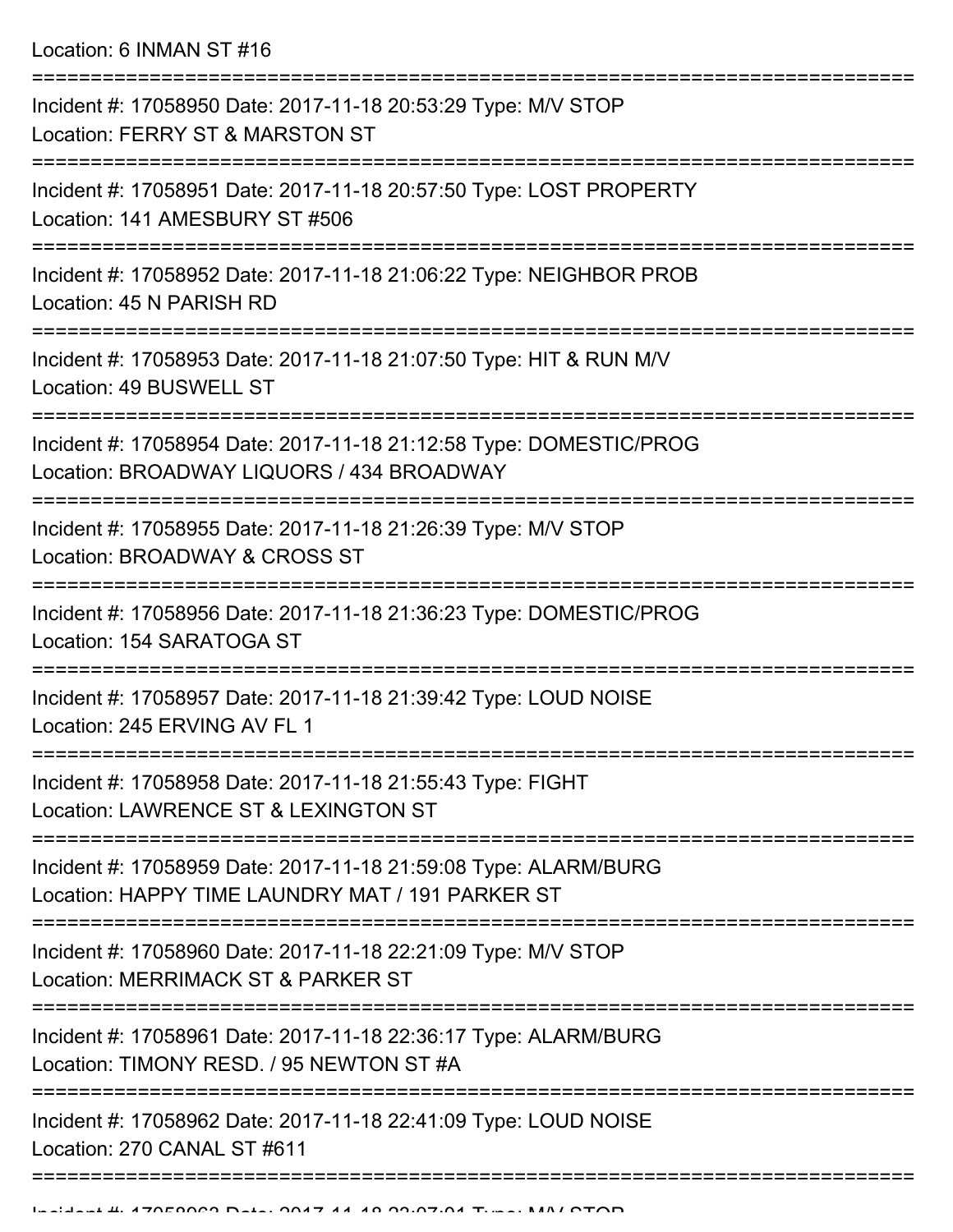Location: 6 INMAN ST #16

===========================================================================

Incident #: 17058950 Date: 2017-11-18 20:53:29 Type: M/V STOP
Location: FERRY ST & MARSTON ST

===========================================================================

Incident #: 17058951 Date: 2017-11-18 20:57:50 Type: LOST PROPERTY
Location: 141 AMESBURY ST #506

===========================================================================

Incident #: 17058952 Date: 2017-11-18 21:06:22 Type: NEIGHBOR PROB
Location: 45 N PARISH RD

===========================================================================

Incident #: 17058953 Date: 2017-11-18 21:07:50 Type: HIT & RUN M/V
Location: 49 BUSWELL ST

===========================================================================

Incident #: 17058954 Date: 2017-11-18 21:12:58 Type: DOMESTIC/PROG
Location: BROADWAY LIQUORS / 434 BROADWAY

===========================================================================

Incident #: 17058955 Date: 2017-11-18 21:26:39 Type: M/V STOP
Location: BROADWAY & CROSS ST

===========================================================================

Incident #: 17058956 Date: 2017-11-18 21:36:23 Type: DOMESTIC/PROG
Location: 154 SARATOGA ST

===========================================================================

Incident #: 17058957 Date: 2017-11-18 21:39:42 Type: LOUD NOISE
Location: 245 ERVING AV FL 1

===========================================================================

Incident #: 17058958 Date: 2017-11-18 21:55:43 Type: FIGHT
Location: LAWRENCE ST & LEXINGTON ST

===========================================================================

Incident #: 17058959 Date: 2017-11-18 21:59:08 Type: ALARM/BURG
Location: HAPPY TIME LAUNDRY MAT / 191 PARKER ST

===========================================================================

Incident #: 17058960 Date: 2017-11-18 22:21:09 Type: M/V STOP
Location: MERRIMACK ST & PARKER ST

===========================================================================

Incident #: 17058961 Date: 2017-11-18 22:36:17 Type: ALARM/BURG
Location: TIMONY RESD. / 95 NEWTON ST #A

===========================================================================

Incident #: 17058962 Date: 2017-11-18 22:41:09 Type: LOUD NOISE
Location: 270 CANAL ST #611

===========================================================================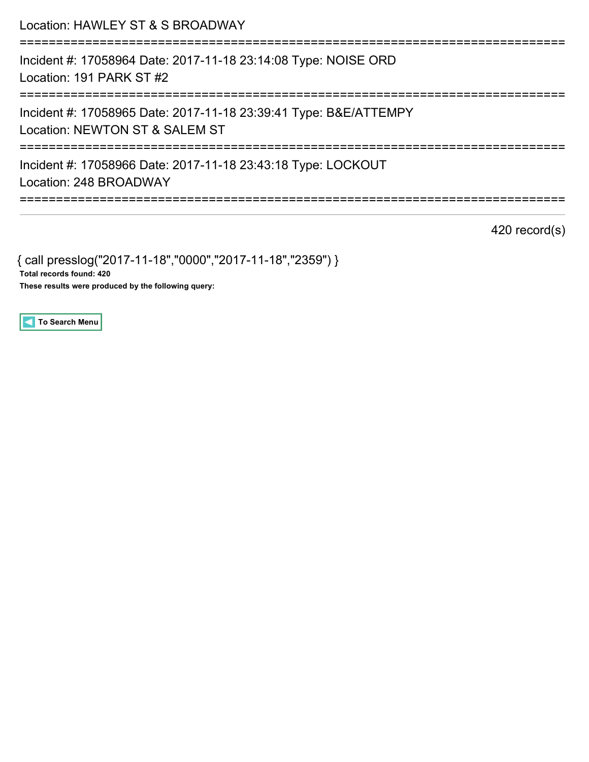Location: HAWLEY ST & S BROADWAY

===========================================================================

Incident #: 17058964 Date: 2017-11-18 23:14:08 Type: NOISE ORD
Location: 191 PARK ST #2

===========================================================================

Incident #: 17058965 Date: 2017-11-18 23:39:41 Type: B&E/ATTEMPY
Location: NEWTON ST & SALEM ST

===========================================================================

Incident #: 17058966 Date: 2017-11-18 23:43:18 Type: LOCKOUT
Location: 248 BROADWAY

===========================================================================

---

420 record(s)

{ call presslog("2017-11-18","0000","2017-11-18","2359") }

**Total records found: 420**

**These results were produced by the following query:**

**To Search Menu**